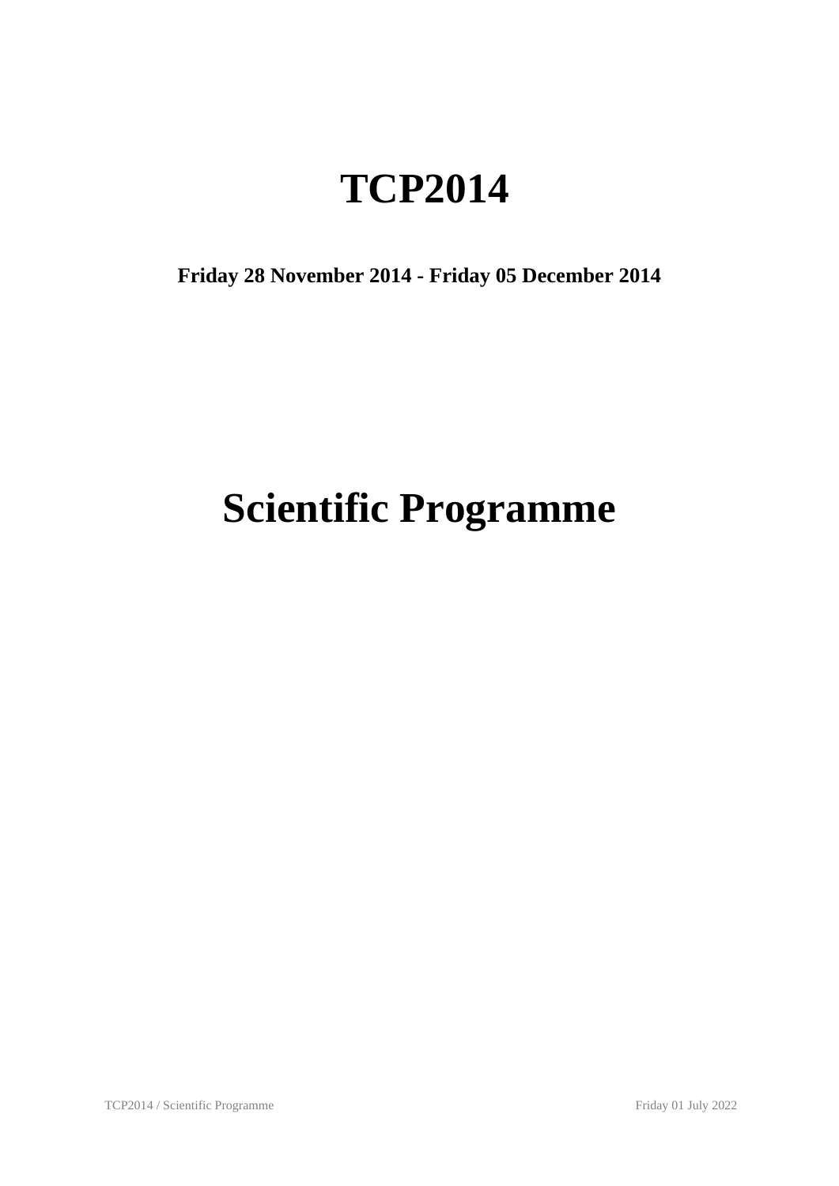# TCP2014

**Friday 28 November 2014 - Friday 05 December 2014**

# Scientific Programme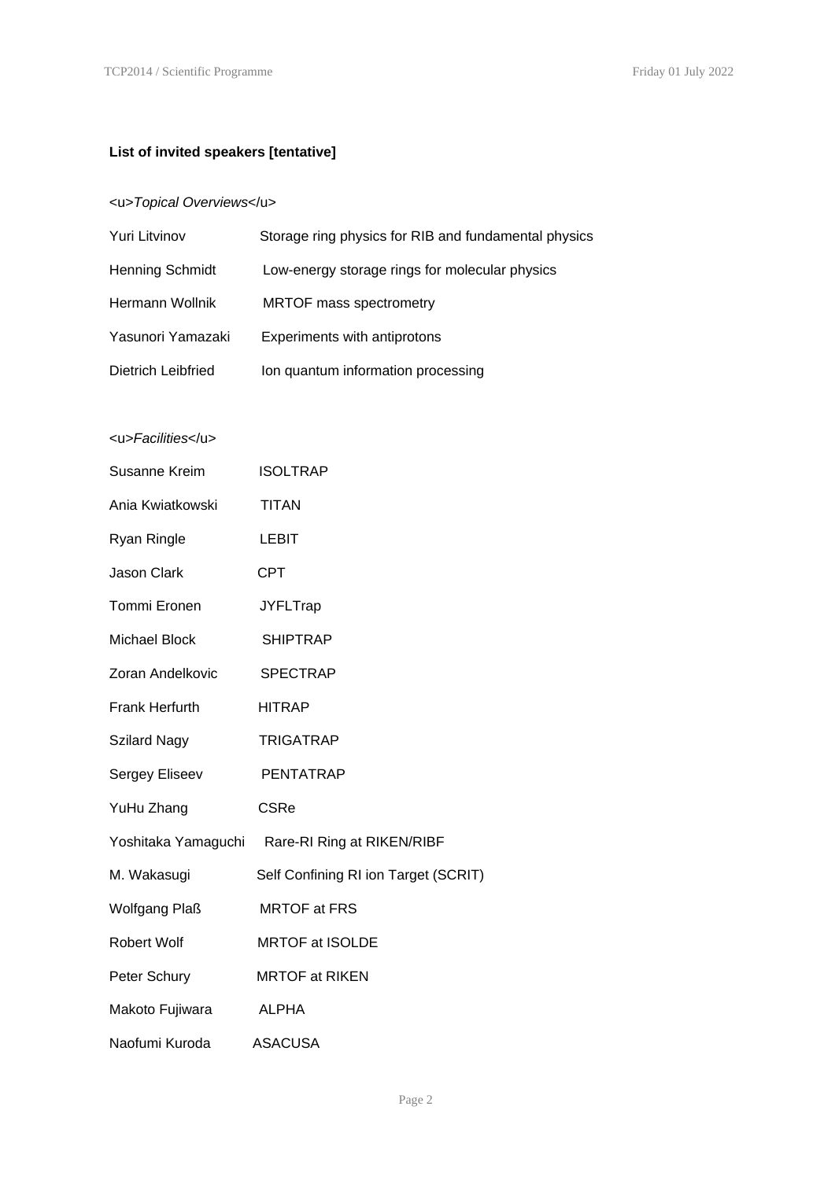**List of invited speakers [tentative]**

<u>*Topical Overviews*</u>

| | |
|---|---|
| Yuri Litvinov | Storage ring physics for RIB and fundamental physics |
| Henning Schmidt | Low-energy storage rings for molecular physics |
| Hermann Wollnik | MRTOF mass spectrometry |
| Yasunori Yamazaki | Experiments with antiprotons |
| Dietrich Leibfried | Ion quantum information processing |

<u>*Facilities*</u>

| | |
|---|---|
| Susanne Kreim | ISOLTRAP |
| Ania Kwiatkowski | TITAN |
| Ryan Ringle | LEBIT |
| Jason Clark | CPT |
| Tommi Eronen | JYFLTrap |
| Michael Block | SHIPTRAP |
| Zoran Andelkovic | SPECTRAP |
| Frank Herfurth | HITRAP |
| Szilard Nagy | TRIGATRAP |
| Sergey Eliseev | PENTATRAP |
| YuHu Zhang | CSRe |
| Yoshitaka Yamaguchi | Rare-RI Ring at RIKEN/RIBF |
| M. Wakasugi | Self Confining RI ion Target (SCRIT) |
| Wolfgang Plaß | MRTOF at FRS |
| Robert Wolf | MRTOF at ISOLDE |
| Peter Schury | MRTOF at RIKEN |
| Makoto Fujiwara | ALPHA |
| Naofumi Kuroda | ASACUSA |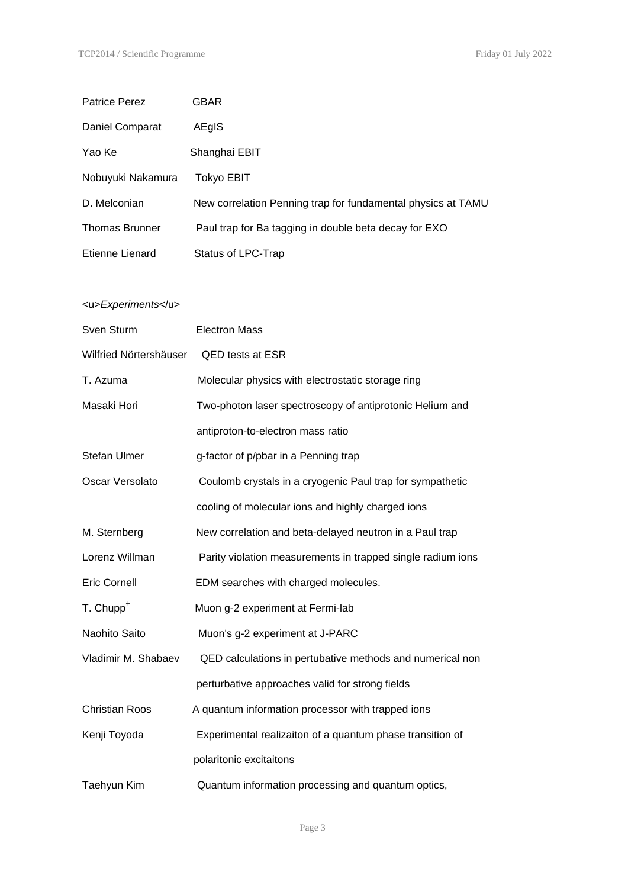| | |
|---|---|
| Patrice Perez | GBAR |
| Daniel Comparat | AEgIS |
| Yao Ke | Shanghai EBIT |
| Nobuyuki Nakamura | Tokyo EBIT |
| D. Melconian | New correlation Penning trap for fundamental physics at TAMU |
| Thomas Brunner | Paul trap for Ba tagging in double beta decay for EXO |
| Etienne Lienard | Status of LPC-Trap |

<u>*Experiments*</u>

| | |
|---|---|
| Sven Sturm | Electron Mass |
| Wilfried Nörtershäuser | QED tests at ESR |
| T. Azuma | Molecular physics with electrostatic storage ring |
| Masaki Hori | Two-photon laser spectroscopy of antiprotonic Helium and antiproton-to-electron mass ratio |
| Stefan Ulmer | g-factor of p/pbar in a Penning trap |
| Oscar Versolato | Coulomb crystals in a cryogenic Paul trap for sympathetic cooling of molecular ions and highly charged ions |
| M. Sternberg | New correlation and beta-delayed neutron in a Paul trap |
| Lorenz Willman | Parity violation measurements in trapped single radium ions |
| Eric Cornell | EDM searches with charged molecules. |
| T. Chupp[+] | Muon g-2 experiment at Fermi-lab |
| Naohito Saito | Muon's g-2 experiment at J-PARC |
| Vladimir M. Shabaev | QED calculations in pertubative methods and numerical non perturbative approaches valid for strong fields |
| Christian Roos | A quantum information processor with trapped ions |
| Kenji Toyoda | Experimental realizaiton of a quantum phase transition of polaritonic excitaitons |
| Taehyun Kim | Quantum information processing and quantum optics, |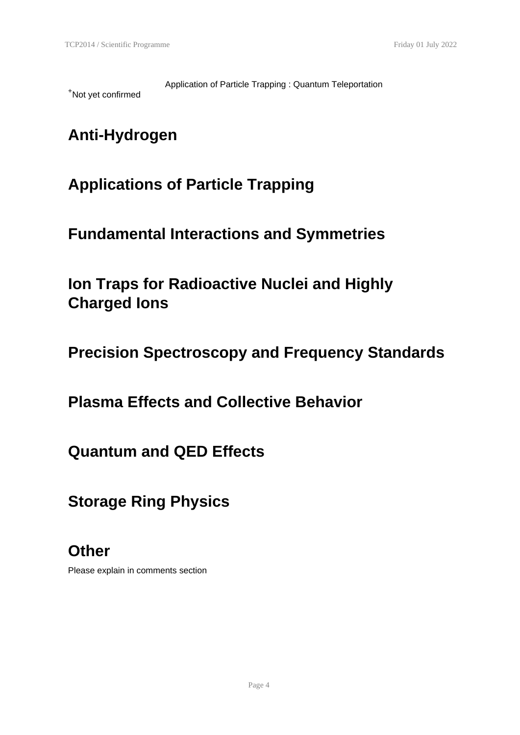[+]Not yet confirmed

Application of Particle Trapping : Quantum Teleportation

## Anti-Hydrogen

## Applications of Particle Trapping

## Fundamental Interactions and Symmetries

## Ion Traps for Radioactive Nuclei and Highly Charged Ions

## Precision Spectroscopy and Frequency Standards

## Plasma Effects and Collective Behavior

## Quantum and QED Effects

## Storage Ring Physics

## Other

Please explain in comments section